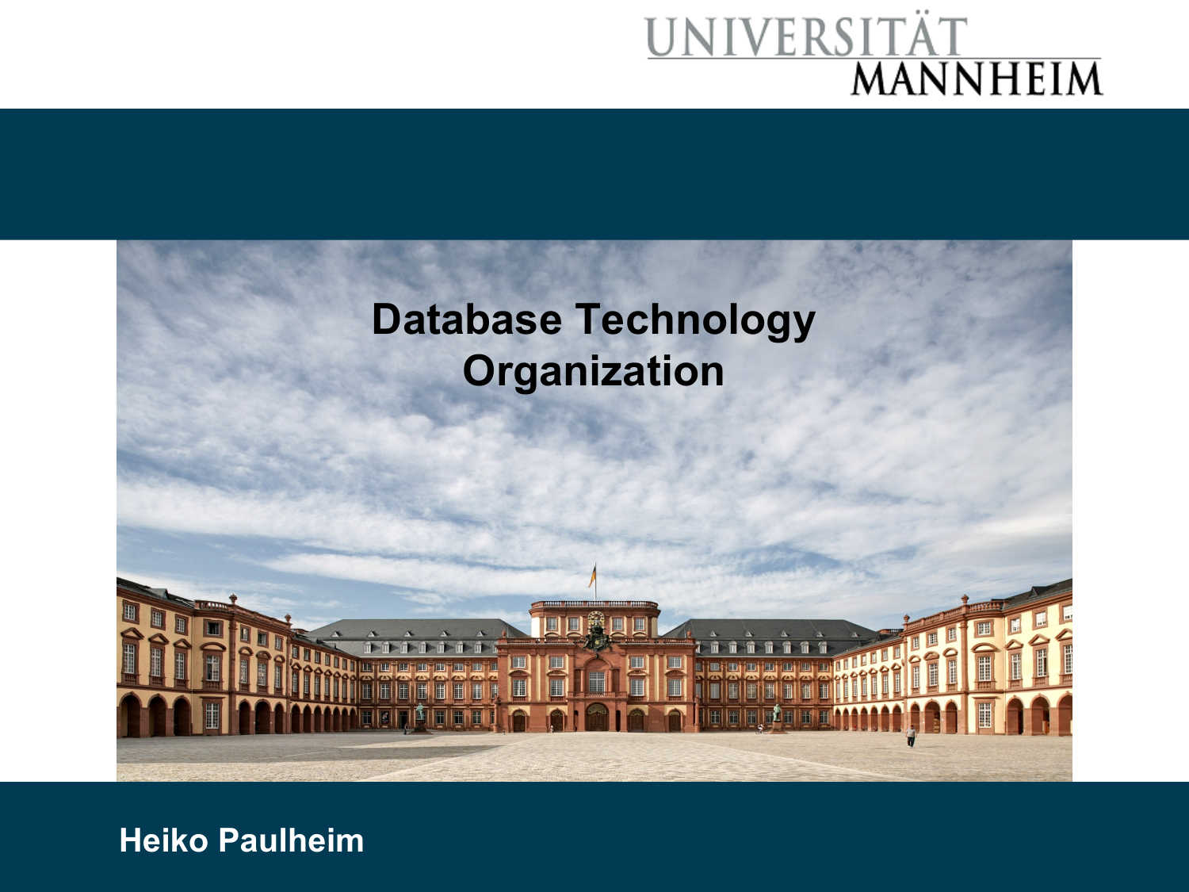UNIVERSITÄT MANNHEIM

# Database Technology Organization

Heiko Paulheim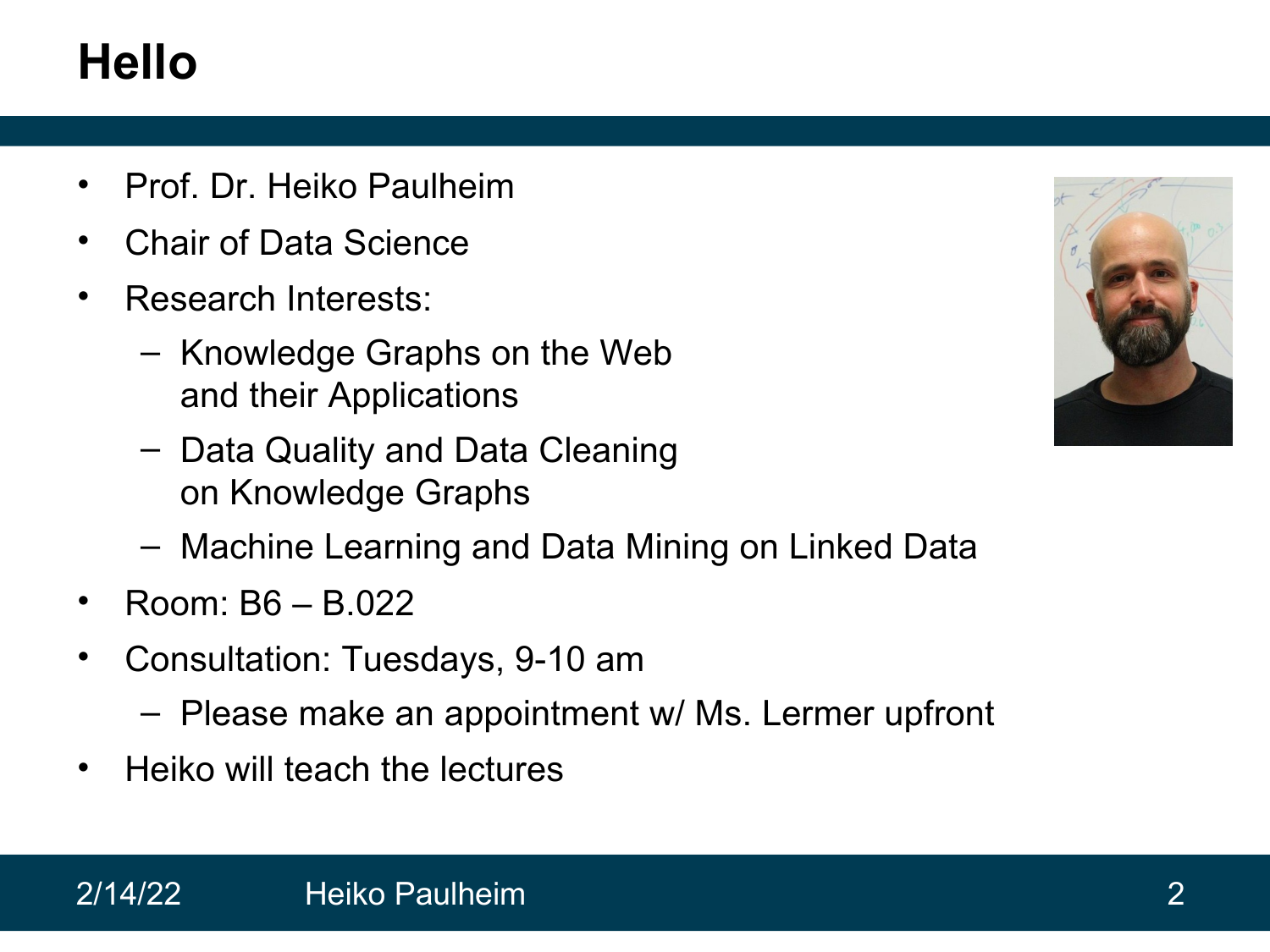# Hello

- Prof. Dr. Heiko Paulheim
- Chair of Data Science
- Research Interests:
  - Knowledge Graphs on the Web and their Applications
  - Data Quality and Data Cleaning on Knowledge Graphs
  - Machine Learning and Data Mining on Linked Data
- Room: B6 – B.022
- Consultation: Tuesdays, 9-10 am
  - Please make an appointment w/ Ms. Lermer upfront
- Heiko will teach the lectures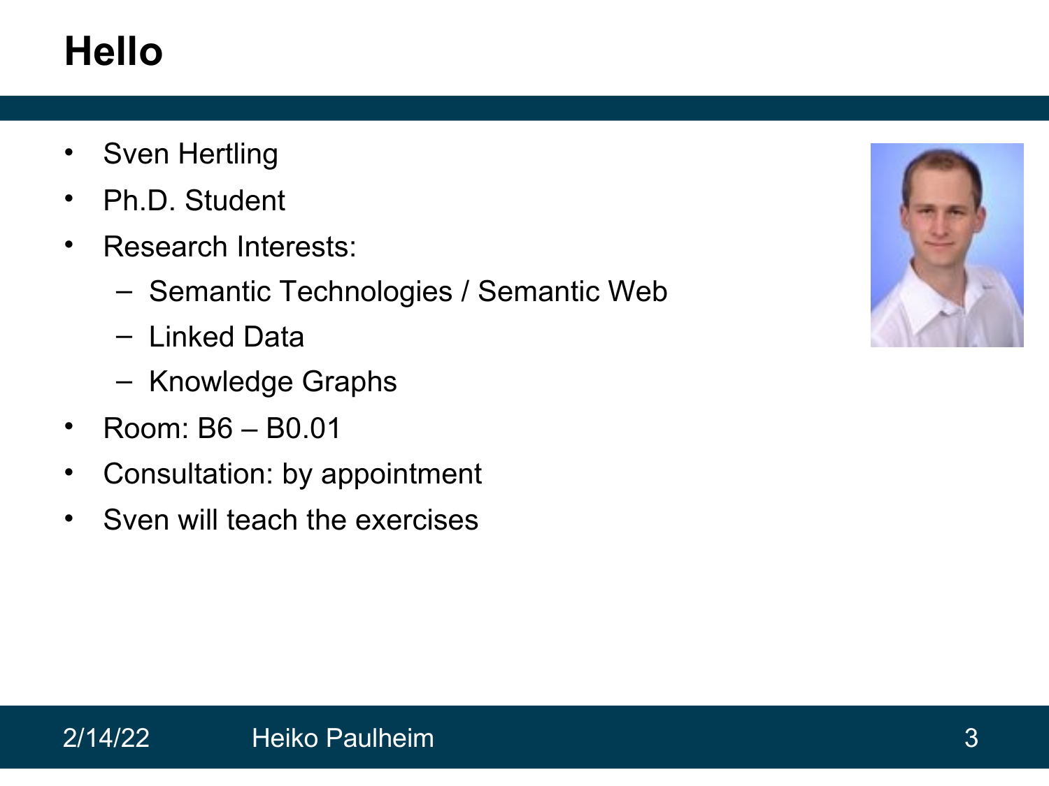# Hello

- Sven Hertling
- Ph.D. Student
- Research Interests:
  - Semantic Technologies / Semantic Web
  - Linked Data
  - Knowledge Graphs
- Room: B6 – B0.01
- Consultation: by appointment
- Sven will teach the exercises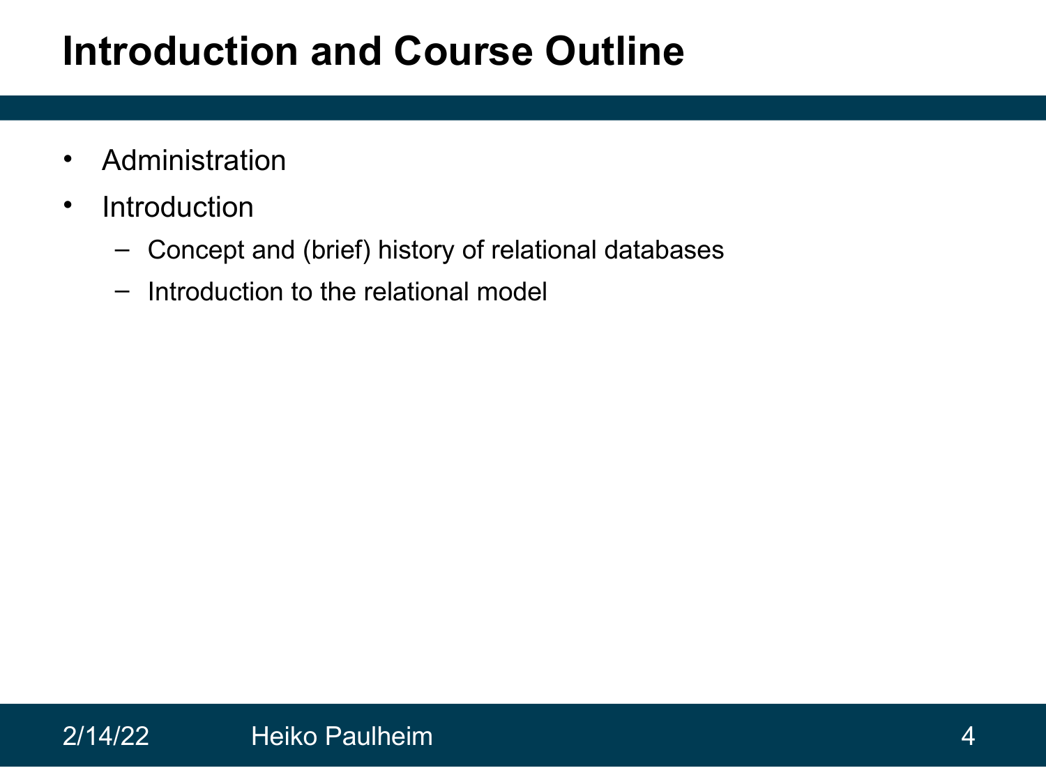# Introduction and Course Outline

- Administration
- Introduction
  - Concept and (brief) history of relational databases
  - Introduction to the relational model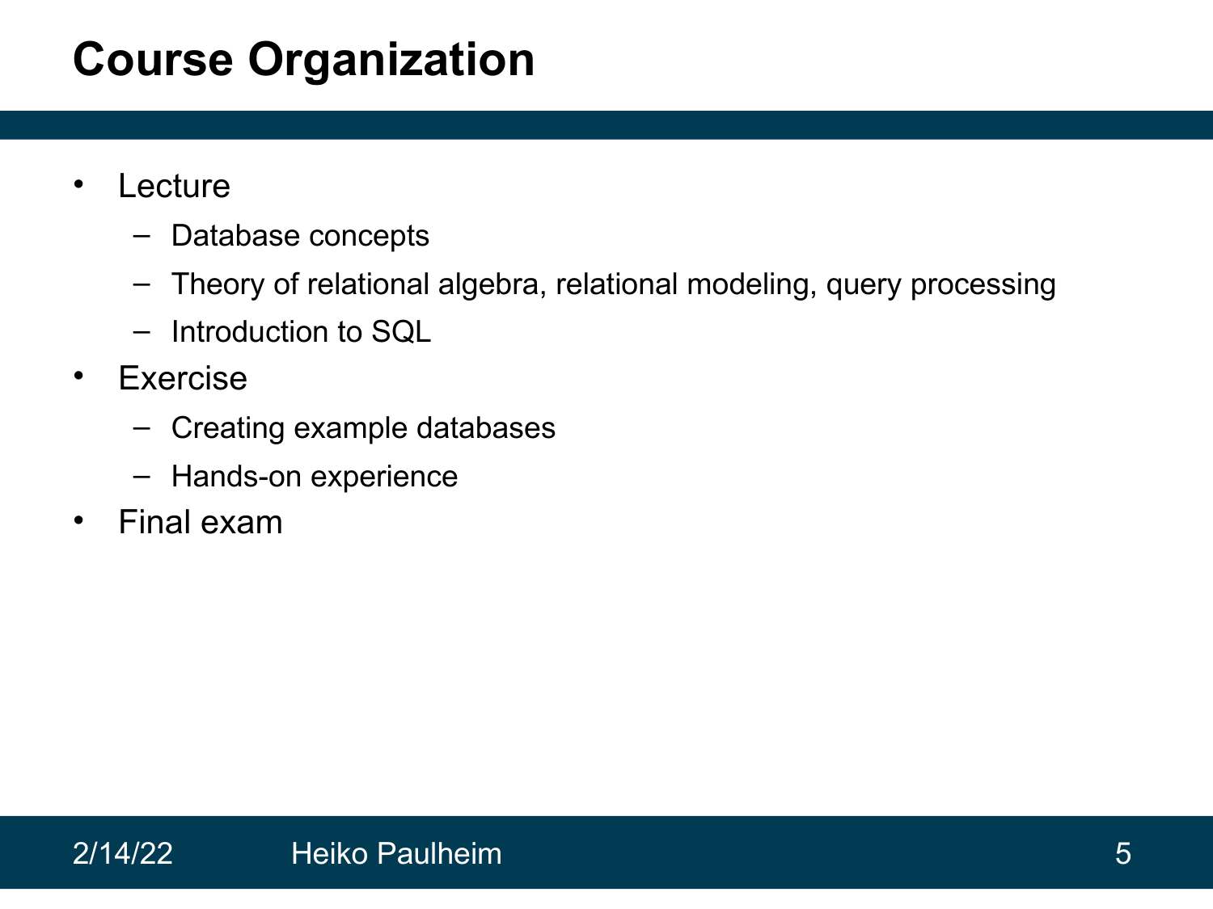# Course Organization

- Lecture
  - Database concepts
  - Theory of relational algebra, relational modeling, query processing
  - Introduction to SQL
- Exercise
  - Creating example databases
  - Hands-on experience
- Final exam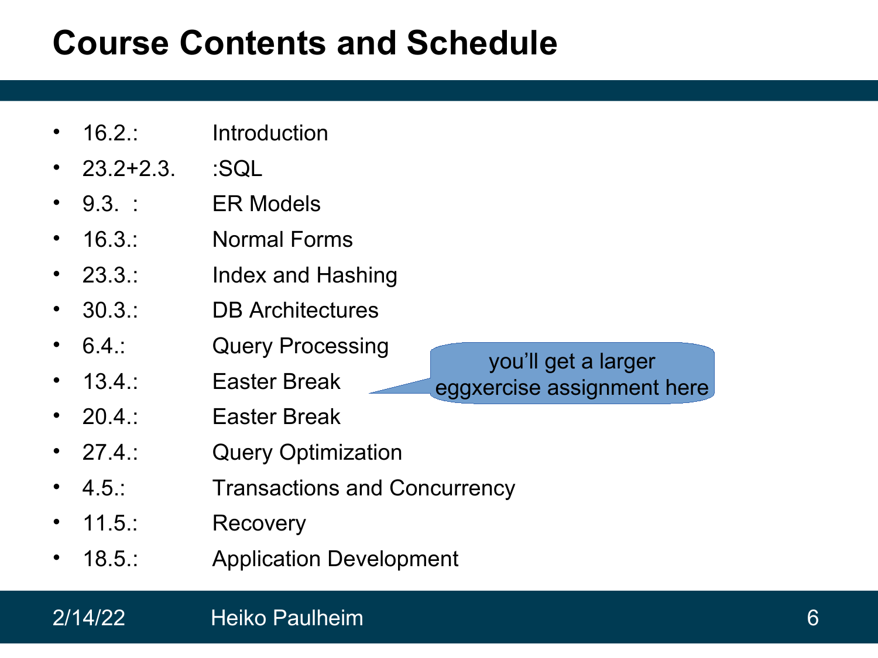# Course Contents and Schedule

- 16.2.: Introduction
- 23.2+2.3. :SQL
- 9.3. : ER Models
- 16.3.: Normal Forms
- 23.3.: Index and Hashing
- 30.3.: DB Architectures
- 6.4.: Query Processing
- 13.4.: Easter Break
- 20.4.: Easter Break
- 27.4.: Query Optimization
- 4.5.: Transactions and Concurrency
- 11.5.: Recovery
- 18.5.: Application Development

you'll get a larger eggxercise assignment here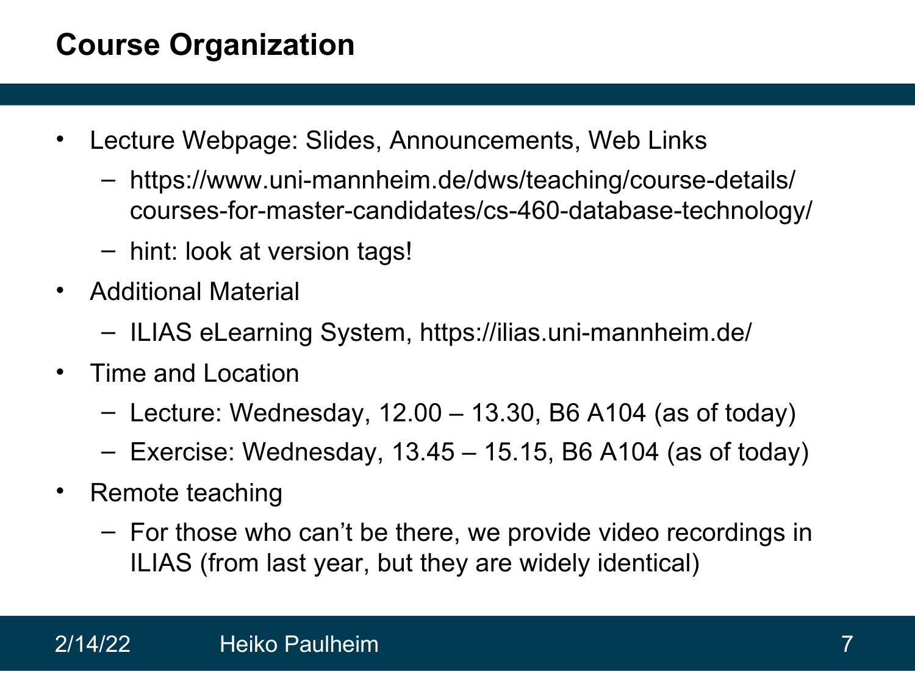# Course Organization

- Lecture Webpage: Slides, Announcements, Web Links
  - https://www.uni-mannheim.de/dws/teaching/course-details/courses-for-master-candidates/cs-460-database-technology/
  - hint: look at version tags!
- Additional Material
  - ILIAS eLearning System, https://ilias.uni-mannheim.de/
- Time and Location
  - Lecture: Wednesday, 12.00 – 13.30, B6 A104 (as of today)
  - Exercise: Wednesday, 13.45 – 15.15, B6 A104 (as of today)
- Remote teaching
  - For those who can't be there, we provide video recordings in ILIAS (from last year, but they are widely identical)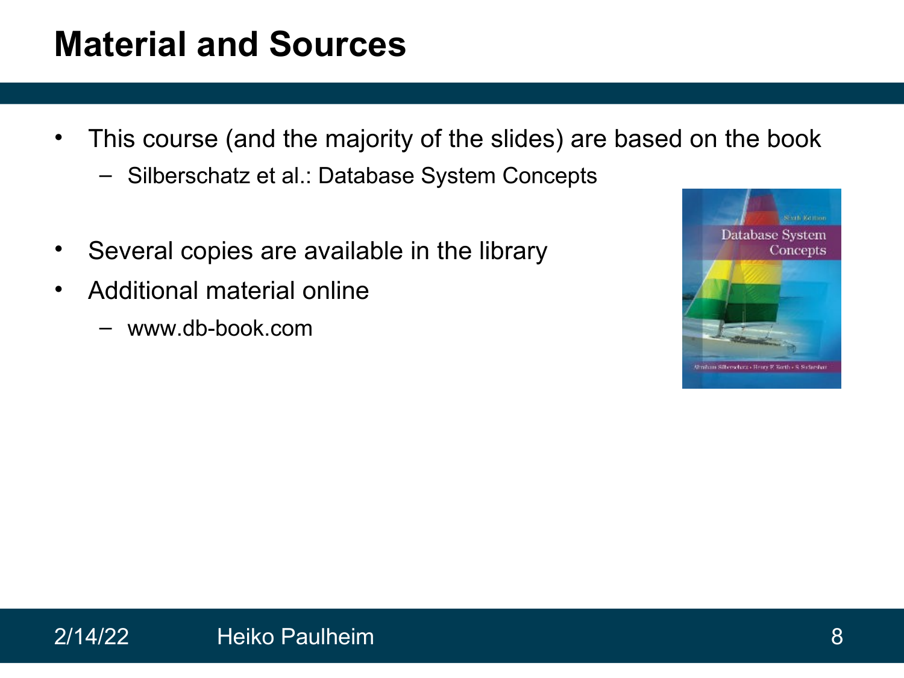# Material and Sources

- This course (and the majority of the slides) are based on the book
  - Silberschatz et al.: Database System Concepts
- Several copies are available in the library
- Additional material online
  - www.db-book.com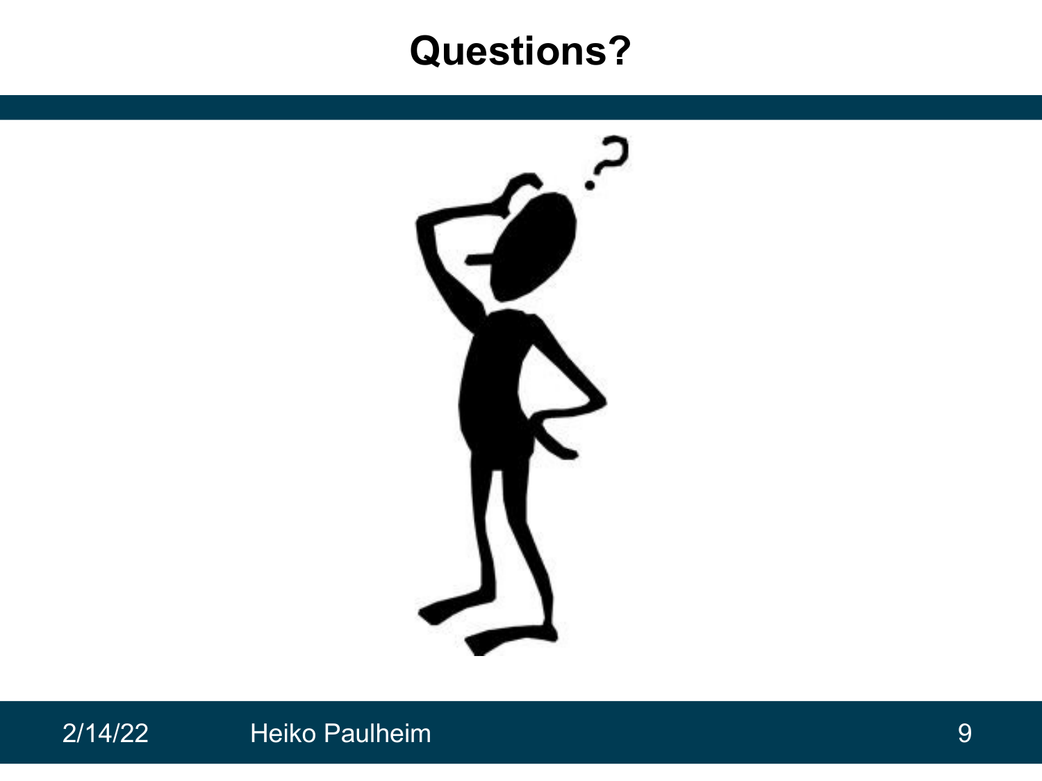# Questions?